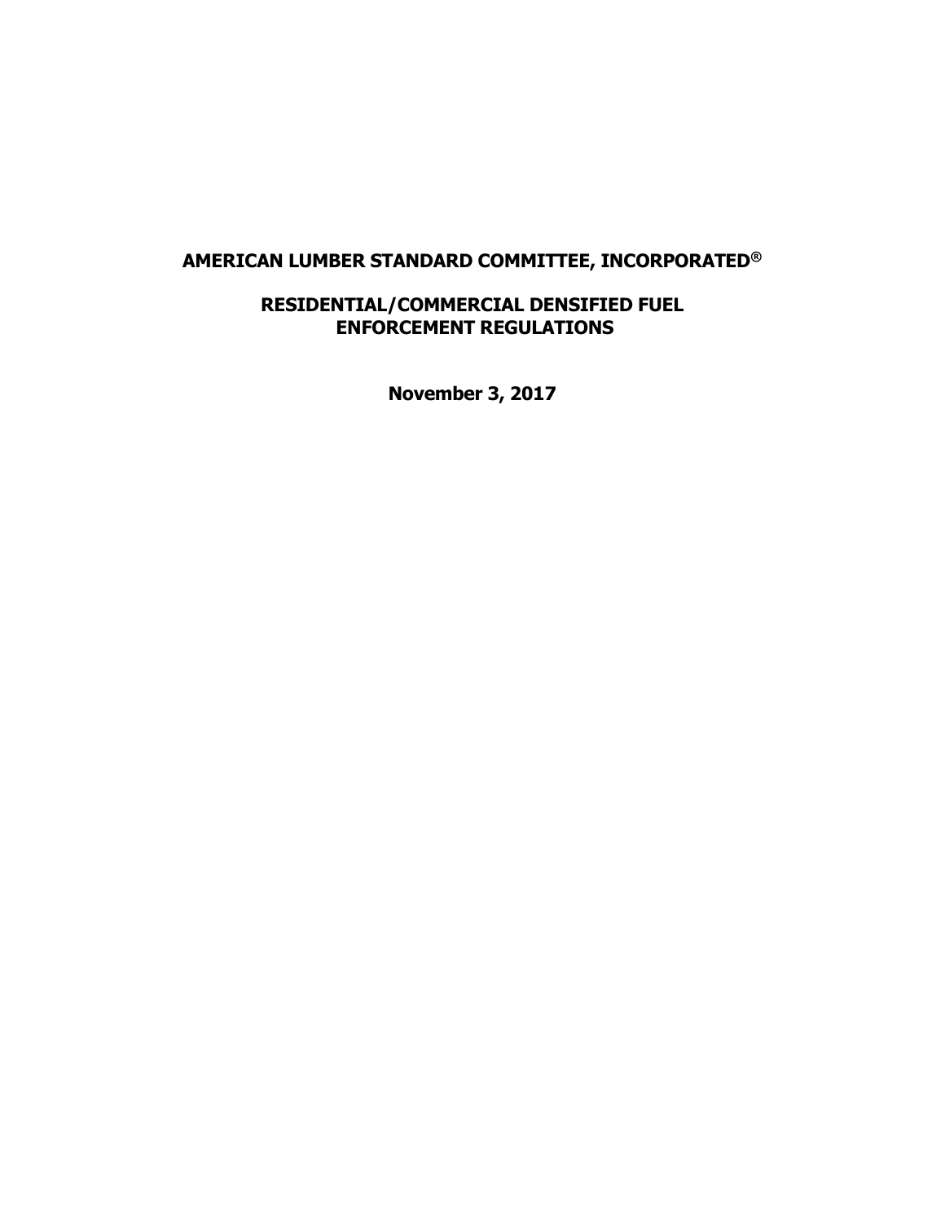# AMERICAN LUMBER STANDARD COMMITTEE, INCORPORATED®

## RESIDENTIAL/COMMERCIAL DENSIFIED FUEL ENFORCEMENT REGULATIONS

**November 3, 2017**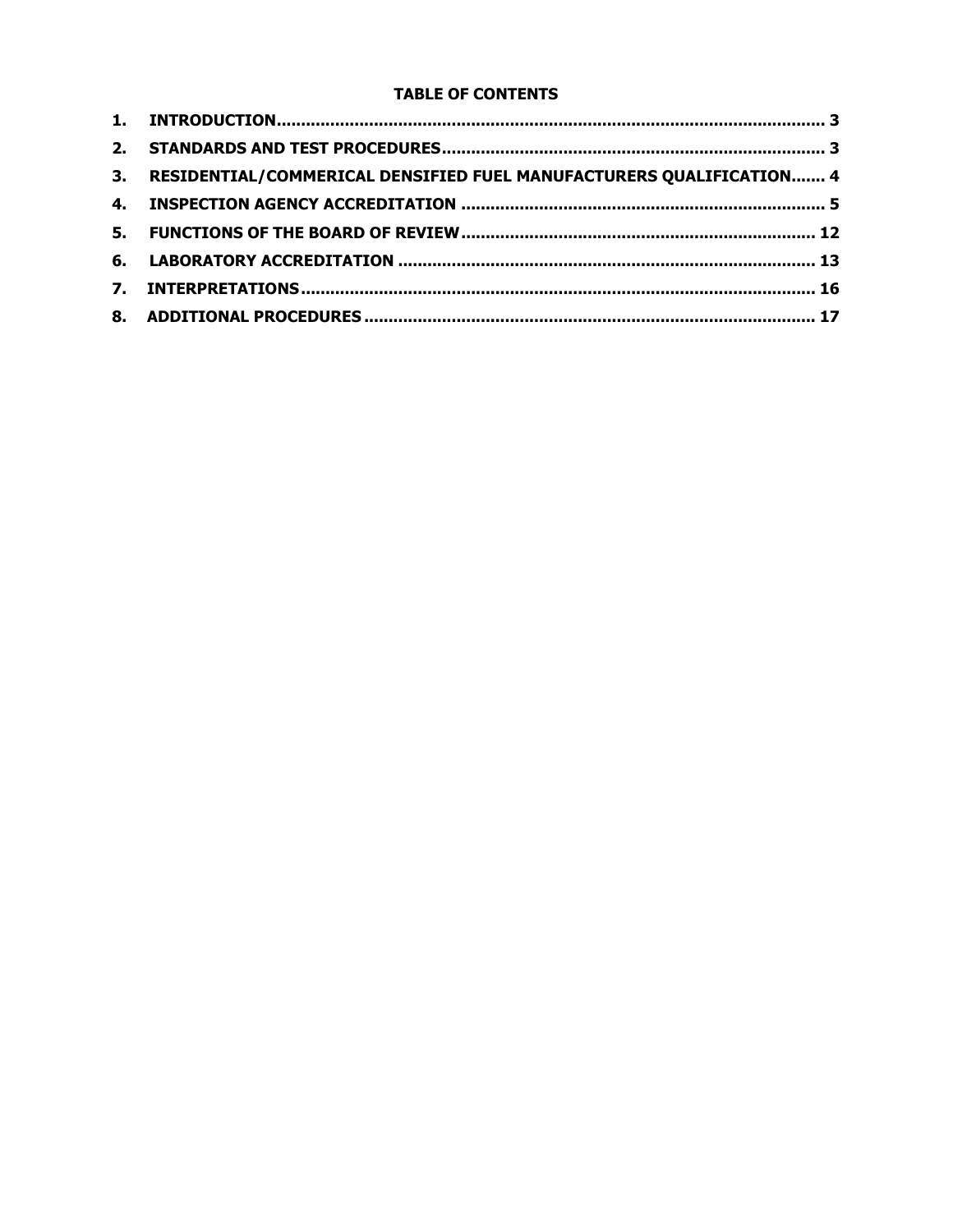**TABLE OF CONTENTS**

1. INTRODUCTION ........................................................................ 3
2. STANDARDS AND TEST PROCEDURES ........................................................................ 3
3. RESIDENTIAL/COMMERICAL DENSIFIED FUEL MANUFACTURERS QUALIFICATION ....... 4
4. INSPECTION AGENCY ACCREDITATION ........................................................................ 5
5. FUNCTIONS OF THE BOARD OF REVIEW ........................................................................ 12
6. LABORATORY ACCREDITATION ........................................................................ 13
7. INTERPRETATIONS ........................................................................ 16
8. ADDITIONAL PROCEDURES ........................................................................ 17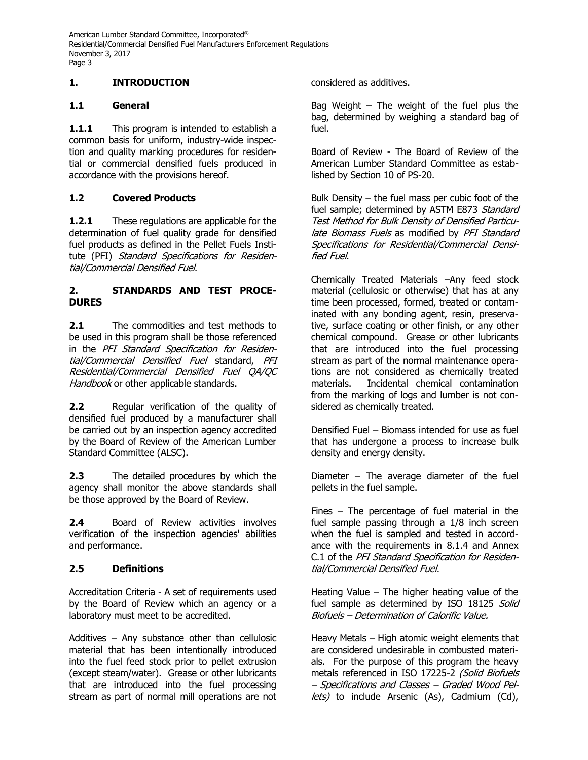## 1. INTRODUCTION

### 1.1 General

**1.1.1** This program is intended to establish a common basis for uniform, industry-wide inspection and quality marking procedures for residential or commercial densified fuels produced in accordance with the provisions hereof.

### 1.2 Covered Products

**1.2.1** These regulations are applicable for the determination of fuel quality grade for densified fuel products as defined in the Pellet Fuels Institute (PFI) *Standard Specifications for Residential/Commercial Densified Fuel*.

## 2. STANDARDS AND TEST PROCEDURES

**2.1** The commodities and test methods to be used in this program shall be those referenced in the *PFI Standard Specification for Residential/Commercial Densified Fuel* standard, *PFI Residential/Commercial Densified Fuel QA/QC Handbook* or other applicable standards.

**2.2** Regular verification of the quality of densified fuel produced by a manufacturer shall be carried out by an inspection agency accredited by the Board of Review of the American Lumber Standard Committee (ALSC).

**2.3** The detailed procedures by which the agency shall monitor the above standards shall be those approved by the Board of Review.

**2.4** Board of Review activities involves verification of the inspection agencies' abilities and performance.

### 2.5 Definitions

Accreditation Criteria - A set of requirements used by the Board of Review which an agency or a laboratory must meet to be accredited.

Additives – Any substance other than cellulosic material that has been intentionally introduced into the fuel feed stock prior to pellet extrusion (except steam/water). Grease or other lubricants that are introduced into the fuel processing stream as part of normal mill operations are not considered as additives.

Bag Weight – The weight of the fuel plus the bag, determined by weighing a standard bag of fuel.

Board of Review - The Board of Review of the American Lumber Standard Committee as established by Section 10 of PS-20.

Bulk Density – the fuel mass per cubic foot of the fuel sample; determined by ASTM E873 *Standard Test Method for Bulk Density of Densified Particulate Biomass Fuels* as modified by *PFI Standard Specifications for Residential/Commercial Densified Fuel*.

Chemically Treated Materials –Any feed stock material (cellulosic or otherwise) that has at any time been processed, formed, treated or contaminated with any bonding agent, resin, preservative, surface coating or other finish, or any other chemical compound. Grease or other lubricants that are introduced into the fuel processing stream as part of the normal maintenance operations are not considered as chemically treated materials. Incidental chemical contamination from the marking of logs and lumber is not considered as chemically treated.

Densified Fuel – Biomass intended for use as fuel that has undergone a process to increase bulk density and energy density.

Diameter – The average diameter of the fuel pellets in the fuel sample.

Fines – The percentage of fuel material in the fuel sample passing through a 1/8 inch screen when the fuel is sampled and tested in accordance with the requirements in 8.1.4 and Annex C.1 of the *PFI Standard Specification for Residential/Commercial Densified Fuel.*

Heating Value – The higher heating value of the fuel sample as determined by ISO 18125 *Solid Biofuels – Determination of Calorific Value.*

Heavy Metals – High atomic weight elements that are considered undesirable in combusted materials. For the purpose of this program the heavy metals referenced in ISO 17225-2 *(Solid Biofuels – Specifications and Classes – Graded Wood Pellets)* to include Arsenic (As), Cadmium (Cd),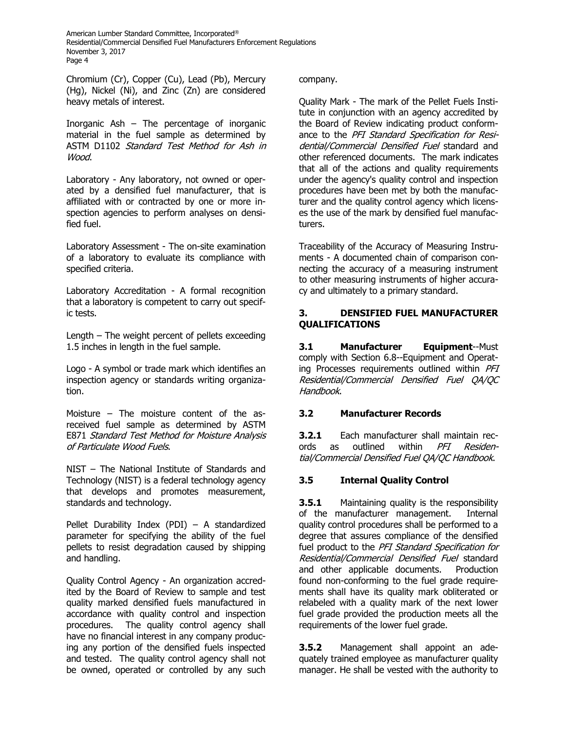Chromium (Cr), Copper (Cu), Lead (Pb), Mercury (Hg), Nickel (Ni), and Zinc (Zn) are considered heavy metals of interest.

Inorganic Ash – The percentage of inorganic material in the fuel sample as determined by ASTM D1102 *Standard Test Method for Ash in Wood*.

Laboratory - Any laboratory, not owned or operated by a densified fuel manufacturer, that is affiliated with or contracted by one or more inspection agencies to perform analyses on densified fuel.

Laboratory Assessment - The on-site examination of a laboratory to evaluate its compliance with specified criteria.

Laboratory Accreditation - A formal recognition that a laboratory is competent to carry out specific tests.

Length – The weight percent of pellets exceeding 1.5 inches in length in the fuel sample.

Logo - A symbol or trade mark which identifies an inspection agency or standards writing organization.

Moisture – The moisture content of the as-received fuel sample as determined by ASTM E871 *Standard Test Method for Moisture Analysis of Particulate Wood Fuels*.

NIST – The National Institute of Standards and Technology (NIST) is a federal technology agency that develops and promotes measurement, standards and technology.

Pellet Durability Index (PDI) – A standardized parameter for specifying the ability of the fuel pellets to resist degradation caused by shipping and handling.

Quality Control Agency - An organization accredited by the Board of Review to sample and test quality marked densified fuels manufactured in accordance with quality control and inspection procedures. The quality control agency shall have no financial interest in any company producing any portion of the densified fuels inspected and tested. The quality control agency shall not be owned, operated or controlled by any such company.

Quality Mark - The mark of the Pellet Fuels Institute in conjunction with an agency accredited by the Board of Review indicating product conformance to the *PFI Standard Specification for Residential/Commercial Densified Fuel* standard and other referenced documents. The mark indicates that all of the actions and quality requirements under the agency's quality control and inspection procedures have been met by both the manufacturer and the quality control agency which licenses the use of the mark by densified fuel manufacturers.

Traceability of the Accuracy of Measuring Instruments - A documented chain of comparison connecting the accuracy of a measuring instrument to other measuring instruments of higher accuracy and ultimately to a primary standard.

## 3. DENSIFIED FUEL MANUFACTURER QUALIFICATIONS

**3.1 Manufacturer Equipment**--Must comply with Section 6.8--Equipment and Operating Processes requirements outlined within *PFI Residential/Commercial Densified Fuel QA/QC Handbook*.

### 3.2 Manufacturer Records

**3.2.1** Each manufacturer shall maintain records as outlined within *PFI Residential/Commercial Densified Fuel QA/QC Handbook*.

### 3.5 Internal Quality Control

**3.5.1** Maintaining quality is the responsibility of the manufacturer management. Internal quality control procedures shall be performed to a degree that assures compliance of the densified fuel product to the *PFI Standard Specification for Residential/Commercial Densified Fuel* standard and other applicable documents. Production found non-conforming to the fuel grade requirements shall have its quality mark obliterated or relabeled with a quality mark of the next lower fuel grade provided the production meets all the requirements of the lower fuel grade.

**3.5.2** Management shall appoint an adequately trained employee as manufacturer quality manager. He shall be vested with the authority to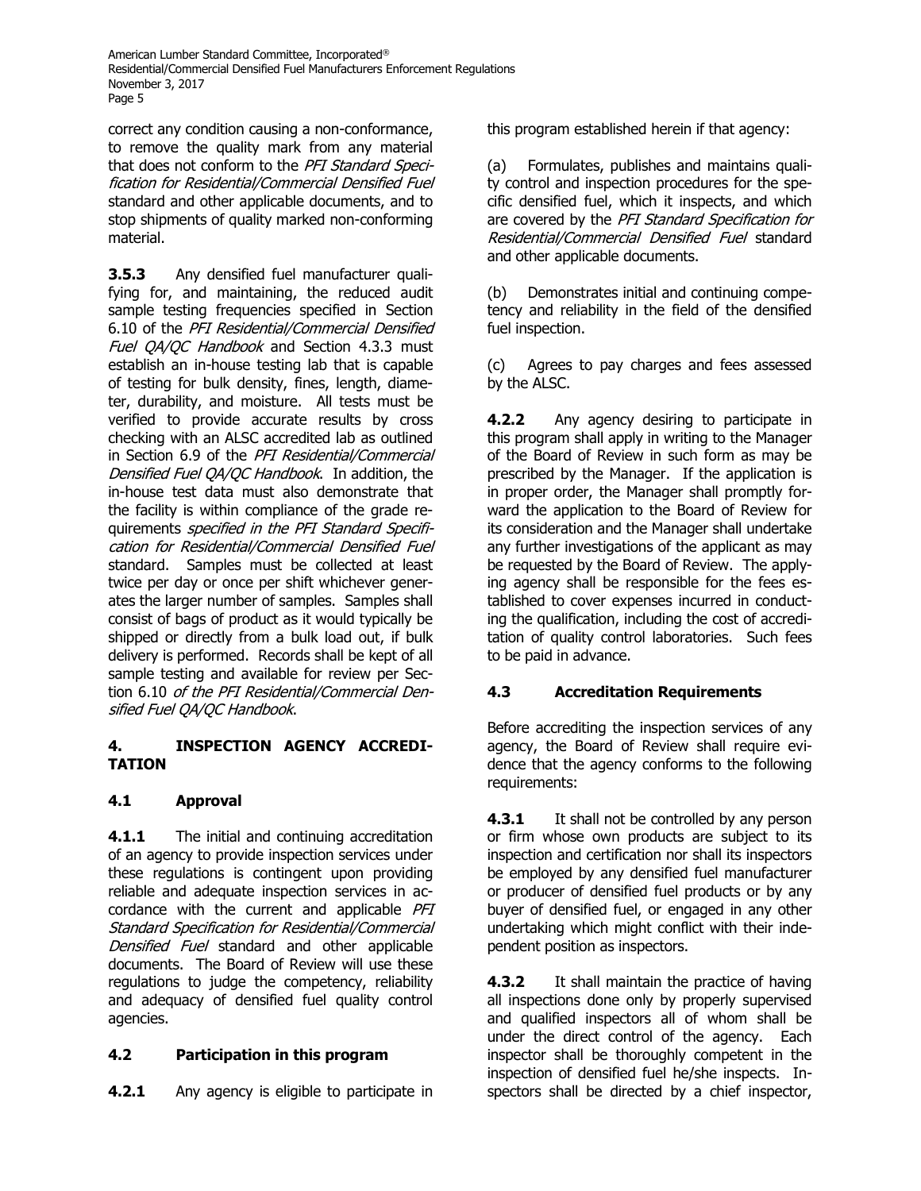correct any condition causing a non-conformance, to remove the quality mark from any material that does not conform to the *PFI Standard Specification for Residential/Commercial Densified Fuel* standard and other applicable documents, and to stop shipments of quality marked non-conforming material.

**3.5.3** Any densified fuel manufacturer qualifying for, and maintaining, the reduced audit sample testing frequencies specified in Section 6.10 of the *PFI Residential/Commercial Densified Fuel QA/QC Handbook* and Section 4.3.3 must establish an in-house testing lab that is capable of testing for bulk density, fines, length, diameter, durability, and moisture. All tests must be verified to provide accurate results by cross checking with an ALSC accredited lab as outlined in Section 6.9 of the *PFI Residential/Commercial Densified Fuel QA/QC Handbook*. In addition, the in-house test data must also demonstrate that the facility is within compliance of the grade requirements *specified in the PFI Standard Specification for Residential/Commercial Densified Fuel* standard. Samples must be collected at least twice per day or once per shift whichever generates the larger number of samples. Samples shall consist of bags of product as it would typically be shipped or directly from a bulk load out, if bulk delivery is performed. Records shall be kept of all sample testing and available for review per Section 6.10 *of the PFI Residential/Commercial Densified Fuel QA/QC Handbook*.

## 4. INSPECTION AGENCY ACCREDITATION

### 4.1 Approval

**4.1.1** The initial and continuing accreditation of an agency to provide inspection services under these regulations is contingent upon providing reliable and adequate inspection services in accordance with the current and applicable *PFI Standard Specification for Residential/Commercial Densified Fuel* standard and other applicable documents. The Board of Review will use these regulations to judge the competency, reliability and adequacy of densified fuel quality control agencies.

### 4.2 Participation in this program

**4.2.1** Any agency is eligible to participate in this program established herein if that agency:

(a) Formulates, publishes and maintains quality control and inspection procedures for the specific densified fuel, which it inspects, and which are covered by the *PFI Standard Specification for Residential/Commercial Densified Fuel* standard and other applicable documents.

(b) Demonstrates initial and continuing competency and reliability in the field of the densified fuel inspection.

(c) Agrees to pay charges and fees assessed by the ALSC.

**4.2.2** Any agency desiring to participate in this program shall apply in writing to the Manager of the Board of Review in such form as may be prescribed by the Manager. If the application is in proper order, the Manager shall promptly forward the application to the Board of Review for its consideration and the Manager shall undertake any further investigations of the applicant as may be requested by the Board of Review. The applying agency shall be responsible for the fees established to cover expenses incurred in conducting the qualification, including the cost of accreditation of quality control laboratories. Such fees to be paid in advance.

### 4.3 Accreditation Requirements

Before accrediting the inspection services of any agency, the Board of Review shall require evidence that the agency conforms to the following requirements:

**4.3.1** It shall not be controlled by any person or firm whose own products are subject to its inspection and certification nor shall its inspectors be employed by any densified fuel manufacturer or producer of densified fuel products or by any buyer of densified fuel, or engaged in any other undertaking which might conflict with their independent position as inspectors.

**4.3.2** It shall maintain the practice of having all inspections done only by properly supervised and qualified inspectors all of whom shall be under the direct control of the agency. Each inspector shall be thoroughly competent in the inspection of densified fuel he/she inspects. Inspectors shall be directed by a chief inspector,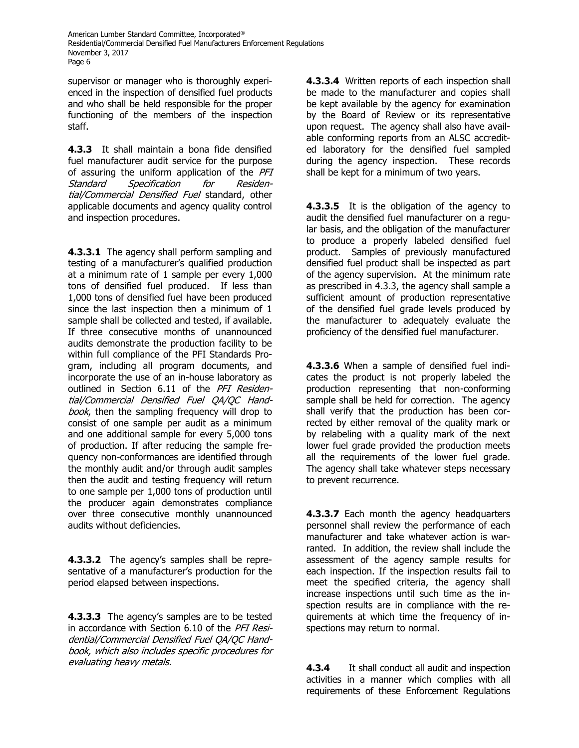supervisor or manager who is thoroughly experienced in the inspection of densified fuel products and who shall be held responsible for the proper functioning of the members of the inspection staff.

**4.3.3** It shall maintain a bona fide densified fuel manufacturer audit service for the purpose of assuring the uniform application of the *PFI Standard Specification for Residential/Commercial Densified Fuel* standard, other applicable documents and agency quality control and inspection procedures.

**4.3.3.1** The agency shall perform sampling and testing of a manufacturer's qualified production at a minimum rate of 1 sample per every 1,000 tons of densified fuel produced. If less than 1,000 tons of densified fuel have been produced since the last inspection then a minimum of 1 sample shall be collected and tested, if available. If three consecutive months of unannounced audits demonstrate the production facility to be within full compliance of the PFI Standards Program, including all program documents, and incorporate the use of an in-house laboratory as outlined in Section 6.11 of the *PFI Residential/Commercial Densified Fuel QA/QC Handbook*, then the sampling frequency will drop to consist of one sample per audit as a minimum and one additional sample for every 5,000 tons of production. If after reducing the sample frequency non-conformances are identified through the monthly audit and/or through audit samples then the audit and testing frequency will return to one sample per 1,000 tons of production until the producer again demonstrates compliance over three consecutive monthly unannounced audits without deficiencies.

**4.3.3.2** The agency's samples shall be representative of a manufacturer's production for the period elapsed between inspections.

**4.3.3.3** The agency's samples are to be tested in accordance with Section 6.10 of the *PFI Residential/Commercial Densified Fuel QA/QC Handbook, which also includes specific procedures for evaluating heavy metals.*

**4.3.3.4** Written reports of each inspection shall be made to the manufacturer and copies shall be kept available by the agency for examination by the Board of Review or its representative upon request. The agency shall also have available conforming reports from an ALSC accredited laboratory for the densified fuel sampled during the agency inspection. These records shall be kept for a minimum of two years.

**4.3.3.5** It is the obligation of the agency to audit the densified fuel manufacturer on a regular basis, and the obligation of the manufacturer to produce a properly labeled densified fuel product. Samples of previously manufactured densified fuel product shall be inspected as part of the agency supervision. At the minimum rate as prescribed in 4.3.3, the agency shall sample a sufficient amount of production representative of the densified fuel grade levels produced by the manufacturer to adequately evaluate the proficiency of the densified fuel manufacturer.

**4.3.3.6** When a sample of densified fuel indicates the product is not properly labeled the production representing that non-conforming sample shall be held for correction. The agency shall verify that the production has been corrected by either removal of the quality mark or by relabeling with a quality mark of the next lower fuel grade provided the production meets all the requirements of the lower fuel grade. The agency shall take whatever steps necessary to prevent recurrence.

**4.3.3.7** Each month the agency headquarters personnel shall review the performance of each manufacturer and take whatever action is warranted. In addition, the review shall include the assessment of the agency sample results for each inspection. If the inspection results fail to meet the specified criteria, the agency shall increase inspections until such time as the inspection results are in compliance with the requirements at which time the frequency of inspections may return to normal.

**4.3.4** It shall conduct all audit and inspection activities in a manner which complies with all requirements of these Enforcement Regulations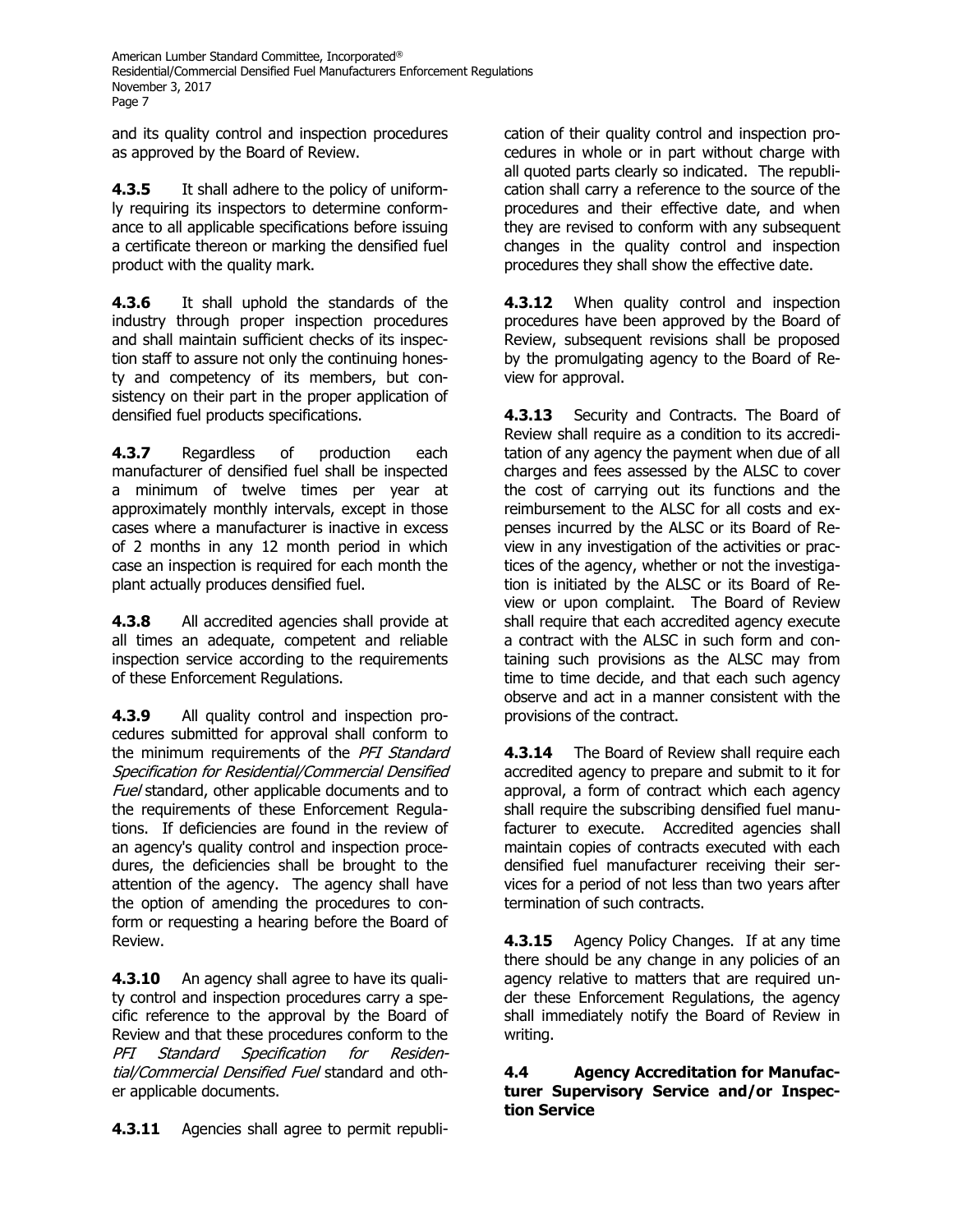and its quality control and inspection procedures as approved by the Board of Review.

**4.3.5** It shall adhere to the policy of uniformly requiring its inspectors to determine conformance to all applicable specifications before issuing a certificate thereon or marking the densified fuel product with the quality mark.

**4.3.6** It shall uphold the standards of the industry through proper inspection procedures and shall maintain sufficient checks of its inspection staff to assure not only the continuing honesty and competency of its members, but consistency on their part in the proper application of densified fuel products specifications.

**4.3.7** Regardless of production each manufacturer of densified fuel shall be inspected a minimum of twelve times per year at approximately monthly intervals, except in those cases where a manufacturer is inactive in excess of 2 months in any 12 month period in which case an inspection is required for each month the plant actually produces densified fuel.

**4.3.8** All accredited agencies shall provide at all times an adequate, competent and reliable inspection service according to the requirements of these Enforcement Regulations.

**4.3.9** All quality control and inspection procedures submitted for approval shall conform to the minimum requirements of the *PFI Standard Specification for Residential/Commercial Densified Fuel* standard, other applicable documents and to the requirements of these Enforcement Regulations. If deficiencies are found in the review of an agency's quality control and inspection procedures, the deficiencies shall be brought to the attention of the agency. The agency shall have the option of amending the procedures to conform or requesting a hearing before the Board of Review.

**4.3.10** An agency shall agree to have its quality control and inspection procedures carry a specific reference to the approval by the Board of Review and that these procedures conform to the *PFI Standard Specification for Residential/Commercial Densified Fuel* standard and other applicable documents.

**4.3.11** Agencies shall agree to permit republication of their quality control and inspection procedures in whole or in part without charge with all quoted parts clearly so indicated. The republication shall carry a reference to the source of the procedures and their effective date, and when they are revised to conform with any subsequent changes in the quality control and inspection procedures they shall show the effective date.

**4.3.12** When quality control and inspection procedures have been approved by the Board of Review, subsequent revisions shall be proposed by the promulgating agency to the Board of Review for approval.

**4.3.13** Security and Contracts. The Board of Review shall require as a condition to its accreditation of any agency the payment when due of all charges and fees assessed by the ALSC to cover the cost of carrying out its functions and the reimbursement to the ALSC for all costs and expenses incurred by the ALSC or its Board of Review in any investigation of the activities or practices of the agency, whether or not the investigation is initiated by the ALSC or its Board of Review or upon complaint. The Board of Review shall require that each accredited agency execute a contract with the ALSC in such form and containing such provisions as the ALSC may from time to time decide, and that each such agency observe and act in a manner consistent with the provisions of the contract.

**4.3.14** The Board of Review shall require each accredited agency to prepare and submit to it for approval, a form of contract which each agency shall require the subscribing densified fuel manufacturer to execute. Accredited agencies shall maintain copies of contracts executed with each densified fuel manufacturer receiving their services for a period of not less than two years after termination of such contracts.

**4.3.15** Agency Policy Changes. If at any time there should be any change in any policies of an agency relative to matters that are required under these Enforcement Regulations, the agency shall immediately notify the Board of Review in writing.

### 4.4 Agency Accreditation for Manufacturer Supervisory Service and/or Inspection Service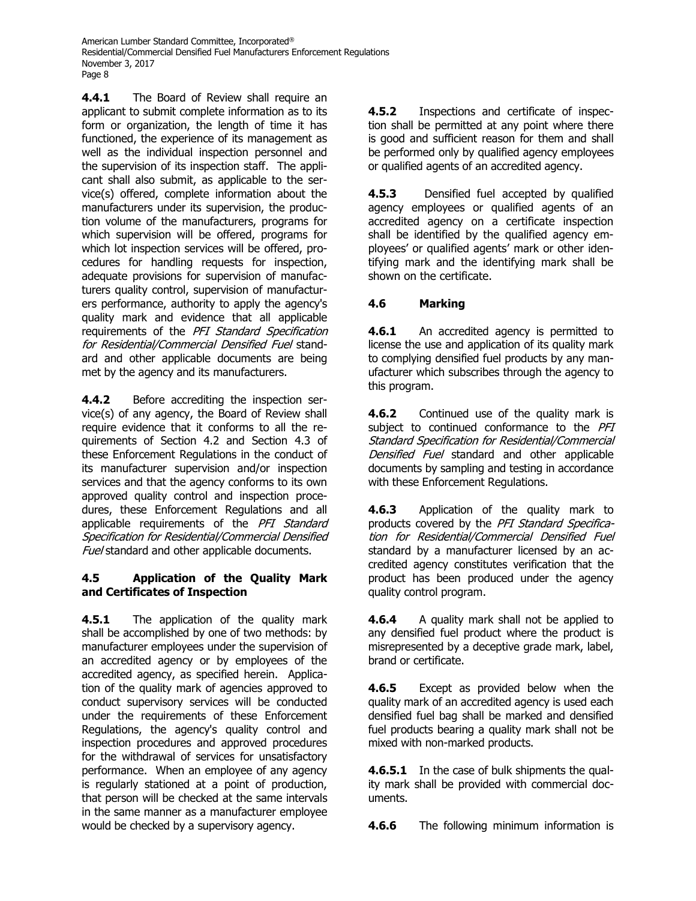**4.4.1** The Board of Review shall require an applicant to submit complete information as to its form or organization, the length of time it has functioned, the experience of its management as well as the individual inspection personnel and the supervision of its inspection staff. The applicant shall also submit, as applicable to the service(s) offered, complete information about the manufacturers under its supervision, the production volume of the manufacturers, programs for which supervision will be offered, programs for which lot inspection services will be offered, procedures for handling requests for inspection, adequate provisions for supervision of manufacturers quality control, supervision of manufacturers performance, authority to apply the agency's quality mark and evidence that all applicable requirements of the *PFI Standard Specification for Residential/Commercial Densified Fuel* standard and other applicable documents are being met by the agency and its manufacturers.

**4.4.2** Before accrediting the inspection service(s) of any agency, the Board of Review shall require evidence that it conforms to all the requirements of Section 4.2 and Section 4.3 of these Enforcement Regulations in the conduct of its manufacturer supervision and/or inspection services and that the agency conforms to its own approved quality control and inspection procedures, these Enforcement Regulations and all applicable requirements of the *PFI Standard Specification for Residential/Commercial Densified Fuel* standard and other applicable documents.

### 4.5 Application of the Quality Mark and Certificates of Inspection

**4.5.1** The application of the quality mark shall be accomplished by one of two methods: by manufacturer employees under the supervision of an accredited agency or by employees of the accredited agency, as specified herein. Application of the quality mark of agencies approved to conduct supervisory services will be conducted under the requirements of these Enforcement Regulations, the agency's quality control and inspection procedures and approved procedures for the withdrawal of services for unsatisfactory performance. When an employee of any agency is regularly stationed at a point of production, that person will be checked at the same intervals in the same manner as a manufacturer employee would be checked by a supervisory agency.

**4.5.2** Inspections and certificate of inspection shall be permitted at any point where there is good and sufficient reason for them and shall be performed only by qualified agency employees or qualified agents of an accredited agency.

**4.5.3** Densified fuel accepted by qualified agency employees or qualified agents of an accredited agency on a certificate inspection shall be identified by the qualified agency employees' or qualified agents' mark or other identifying mark and the identifying mark shall be shown on the certificate.

### 4.6 Marking

**4.6.1** An accredited agency is permitted to license the use and application of its quality mark to complying densified fuel products by any manufacturer which subscribes through the agency to this program.

**4.6.2** Continued use of the quality mark is subject to continued conformance to the *PFI Standard Specification for Residential/Commercial Densified Fuel* standard and other applicable documents by sampling and testing in accordance with these Enforcement Regulations.

**4.6.3** Application of the quality mark to products covered by the *PFI Standard Specification for Residential/Commercial Densified Fuel* standard by a manufacturer licensed by an accredited agency constitutes verification that the product has been produced under the agency quality control program.

**4.6.4** A quality mark shall not be applied to any densified fuel product where the product is misrepresented by a deceptive grade mark, label, brand or certificate.

**4.6.5** Except as provided below when the quality mark of an accredited agency is used each densified fuel bag shall be marked and densified fuel products bearing a quality mark shall not be mixed with non-marked products.

**4.6.5.1** In the case of bulk shipments the quality mark shall be provided with commercial documents.

**4.6.6** The following minimum information is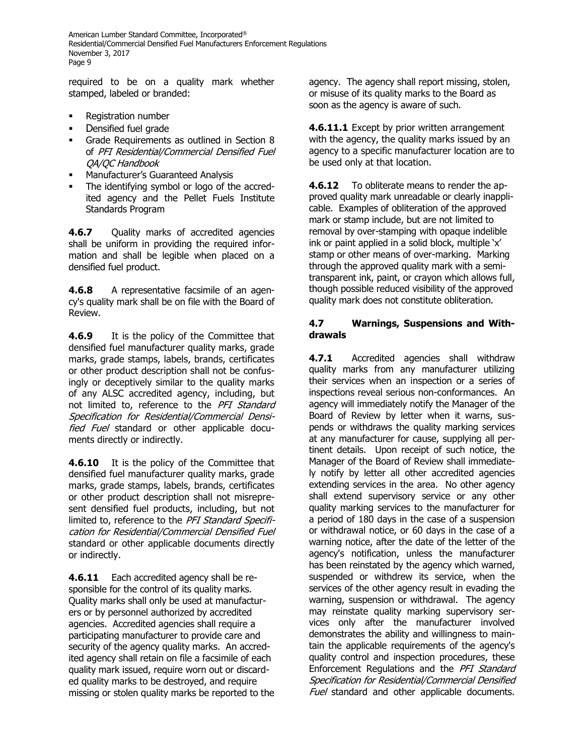required to be on a quality mark whether stamped, labeled or branded:

- Registration number
- Densified fuel grade
- Grade Requirements as outlined in Section 8 of *PFI Residential/Commercial Densified Fuel QA/QC Handbook*
- Manufacturer's Guaranteed Analysis
- The identifying symbol or logo of the accredited agency and the Pellet Fuels Institute Standards Program

**4.6.7** Quality marks of accredited agencies shall be uniform in providing the required information and shall be legible when placed on a densified fuel product.

**4.6.8** A representative facsimile of an agency's quality mark shall be on file with the Board of Review.

**4.6.9** It is the policy of the Committee that densified fuel manufacturer quality marks, grade marks, grade stamps, labels, brands, certificates or other product description shall not be confusingly or deceptively similar to the quality marks of any ALSC accredited agency, including, but not limited to, reference to the *PFI Standard Specification for Residential/Commercial Densified Fuel* standard or other applicable documents directly or indirectly.

**4.6.10** It is the policy of the Committee that densified fuel manufacturer quality marks, grade marks, grade stamps, labels, brands, certificates or other product description shall not misrepresent densified fuel products, including, but not limited to, reference to the *PFI Standard Specification for Residential/Commercial Densified Fuel* standard or other applicable documents directly or indirectly.

**4.6.11** Each accredited agency shall be responsible for the control of its quality marks. Quality marks shall only be used at manufacturers or by personnel authorized by accredited agencies. Accredited agencies shall require a participating manufacturer to provide care and security of the agency quality marks. An accredited agency shall retain on file a facsimile of each quality mark issued, require worn out or discarded quality marks to be destroyed, and require missing or stolen quality marks be reported to the agency. The agency shall report missing, stolen, or misuse of its quality marks to the Board as soon as the agency is aware of such.

**4.6.11.1** Except by prior written arrangement with the agency, the quality marks issued by an agency to a specific manufacturer location are to be used only at that location.

**4.6.12** To obliterate means to render the approved quality mark unreadable or clearly inapplicable. Examples of obliteration of the approved mark or stamp include, but are not limited to removal by over-stamping with opaque indelible ink or paint applied in a solid block, multiple 'x' stamp or other means of over-marking. Marking through the approved quality mark with a semi-transparent ink, paint, or crayon which allows full, though possible reduced visibility of the approved quality mark does not constitute obliteration.

### 4.7 Warnings, Suspensions and Withdrawals

**4.7.1** Accredited agencies shall withdraw quality marks from any manufacturer utilizing their services when an inspection or a series of inspections reveal serious non-conformances. An agency will immediately notify the Manager of the Board of Review by letter when it warns, suspends or withdraws the quality marking services at any manufacturer for cause, supplying all pertinent details. Upon receipt of such notice, the Manager of the Board of Review shall immediately notify by letter all other accredited agencies extending services in the area. No other agency shall extend supervisory service or any other quality marking services to the manufacturer for a period of 180 days in the case of a suspension or withdrawal notice, or 60 days in the case of a warning notice, after the date of the letter of the agency's notification, unless the manufacturer has been reinstated by the agency which warned, suspended or withdrew its service, when the services of the other agency result in evading the warning, suspension or withdrawal. The agency may reinstate quality marking supervisory services only after the manufacturer involved demonstrates the ability and willingness to maintain the applicable requirements of the agency's quality control and inspection procedures, these Enforcement Regulations and the *PFI Standard Specification for Residential/Commercial Densified Fuel* standard and other applicable documents.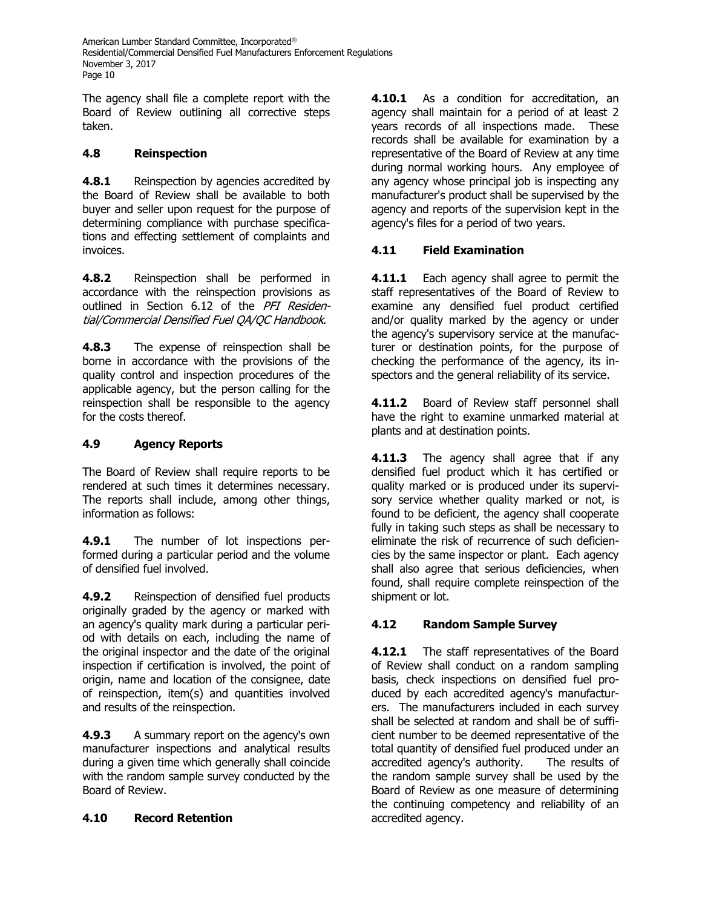The agency shall file a complete report with the Board of Review outlining all corrective steps taken.

### 4.8 Reinspection

**4.8.1** Reinspection by agencies accredited by the Board of Review shall be available to both buyer and seller upon request for the purpose of determining compliance with purchase specifications and effecting settlement of complaints and invoices.

**4.8.2** Reinspection shall be performed in accordance with the reinspection provisions as outlined in Section 6.12 of the *PFI Residential/Commercial Densified Fuel QA/QC Handbook*.

**4.8.3** The expense of reinspection shall be borne in accordance with the provisions of the quality control and inspection procedures of the applicable agency, but the person calling for the reinspection shall be responsible to the agency for the costs thereof.

### 4.9 Agency Reports

The Board of Review shall require reports to be rendered at such times it determines necessary. The reports shall include, among other things, information as follows:

**4.9.1** The number of lot inspections performed during a particular period and the volume of densified fuel involved.

**4.9.2** Reinspection of densified fuel products originally graded by the agency or marked with an agency's quality mark during a particular period with details on each, including the name of the original inspector and the date of the original inspection if certification is involved, the point of origin, name and location of the consignee, date of reinspection, item(s) and quantities involved and results of the reinspection.

**4.9.3** A summary report on the agency's own manufacturer inspections and analytical results during a given time which generally shall coincide with the random sample survey conducted by the Board of Review.

### 4.10 Record Retention

**4.10.1** As a condition for accreditation, an agency shall maintain for a period of at least 2 years records of all inspections made. These records shall be available for examination by a representative of the Board of Review at any time during normal working hours. Any employee of any agency whose principal job is inspecting any manufacturer's product shall be supervised by the agency and reports of the supervision kept in the agency's files for a period of two years.

### 4.11 Field Examination

**4.11.1** Each agency shall agree to permit the staff representatives of the Board of Review to examine any densified fuel product certified and/or quality marked by the agency or under the agency's supervisory service at the manufacturer or destination points, for the purpose of checking the performance of the agency, its inspectors and the general reliability of its service.

**4.11.2** Board of Review staff personnel shall have the right to examine unmarked material at plants and at destination points.

**4.11.3** The agency shall agree that if any densified fuel product which it has certified or quality marked or is produced under its supervisory service whether quality marked or not, is found to be deficient, the agency shall cooperate fully in taking such steps as shall be necessary to eliminate the risk of recurrence of such deficiencies by the same inspector or plant. Each agency shall also agree that serious deficiencies, when found, shall require complete reinspection of the shipment or lot.

### 4.12 Random Sample Survey

**4.12.1** The staff representatives of the Board of Review shall conduct on a random sampling basis, check inspections on densified fuel produced by each accredited agency's manufacturers. The manufacturers included in each survey shall be selected at random and shall be of sufficient number to be deemed representative of the total quantity of densified fuel produced under an accredited agency's authority. The results of the random sample survey shall be used by the Board of Review as one measure of determining the continuing competency and reliability of an accredited agency.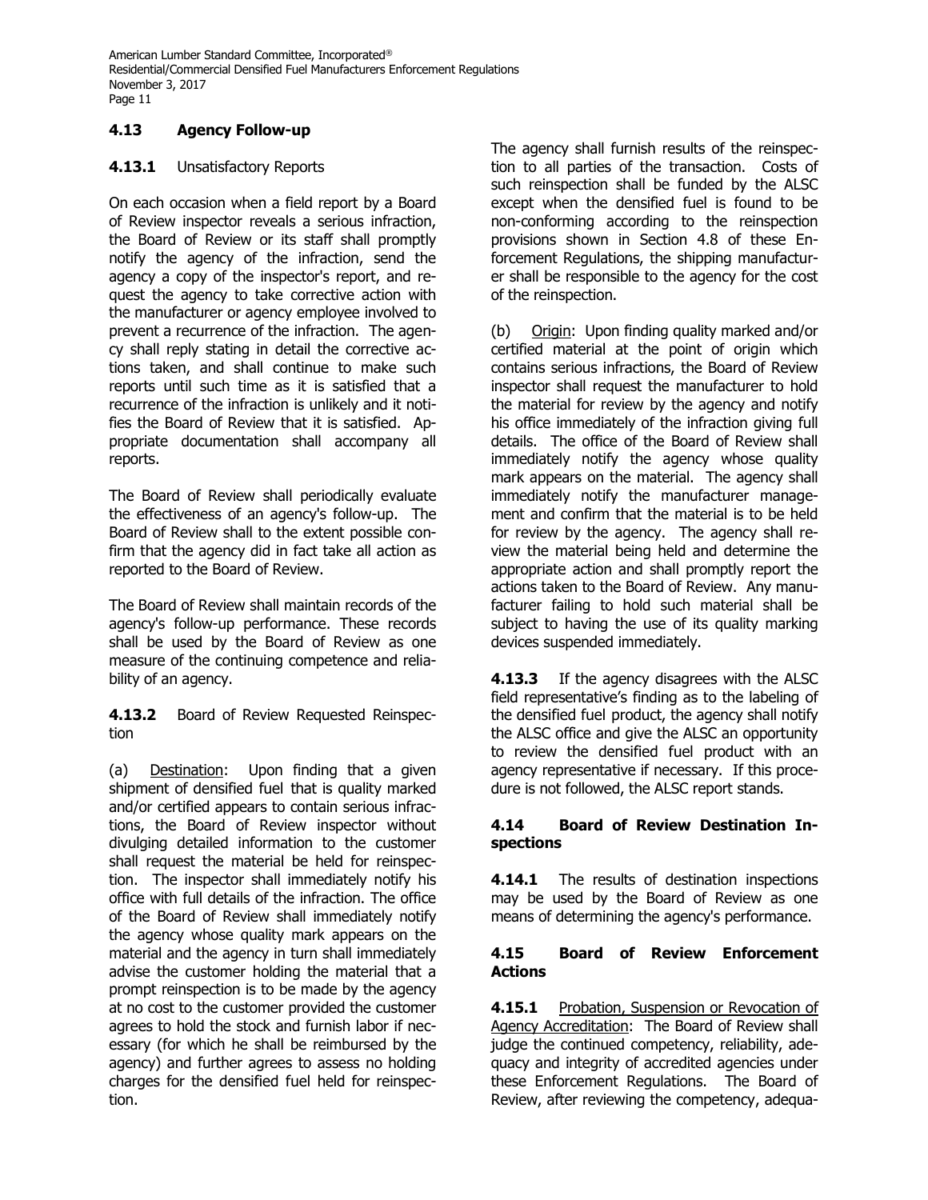## 4.13 Agency Follow-up

**4.13.1** Unsatisfactory Reports

On each occasion when a field report by a Board of Review inspector reveals a serious infraction, the Board of Review or its staff shall promptly notify the agency of the infraction, send the agency a copy of the inspector's report, and request the agency to take corrective action with the manufacturer or agency employee involved to prevent a recurrence of the infraction. The agency shall reply stating in detail the corrective actions taken, and shall continue to make such reports until such time as it is satisfied that a recurrence of the infraction is unlikely and it notifies the Board of Review that it is satisfied. Appropriate documentation shall accompany all reports.

The Board of Review shall periodically evaluate the effectiveness of an agency's follow-up. The Board of Review shall to the extent possible confirm that the agency did in fact take all action as reported to the Board of Review.

The Board of Review shall maintain records of the agency's follow-up performance. These records shall be used by the Board of Review as one measure of the continuing competence and reliability of an agency.

**4.13.2** Board of Review Requested Reinspection

(a) Destination: Upon finding that a given shipment of densified fuel that is quality marked and/or certified appears to contain serious infractions, the Board of Review inspector without divulging detailed information to the customer shall request the material be held for reinspection. The inspector shall immediately notify his office with full details of the infraction. The office of the Board of Review shall immediately notify the agency whose quality mark appears on the material and the agency in turn shall immediately advise the customer holding the material that a prompt reinspection is to be made by the agency at no cost to the customer provided the customer agrees to hold the stock and furnish labor if necessary (for which he shall be reimbursed by the agency) and further agrees to assess no holding charges for the densified fuel held for reinspection.

The agency shall furnish results of the reinspection to all parties of the transaction. Costs of such reinspection shall be funded by the ALSC except when the densified fuel is found to be non-conforming according to the reinspection provisions shown in Section 4.8 of these Enforcement Regulations, the shipping manufacturer shall be responsible to the agency for the cost of the reinspection.

(b) Origin: Upon finding quality marked and/or certified material at the point of origin which contains serious infractions, the Board of Review inspector shall request the manufacturer to hold the material for review by the agency and notify his office immediately of the infraction giving full details. The office of the Board of Review shall immediately notify the agency whose quality mark appears on the material. The agency shall immediately notify the manufacturer management and confirm that the material is to be held for review by the agency. The agency shall review the material being held and determine the appropriate action and shall promptly report the actions taken to the Board of Review. Any manufacturer failing to hold such material shall be subject to having the use of its quality marking devices suspended immediately.

**4.13.3** If the agency disagrees with the ALSC field representative's finding as to the labeling of the densified fuel product, the agency shall notify the ALSC office and give the ALSC an opportunity to review the densified fuel product with an agency representative if necessary. If this procedure is not followed, the ALSC report stands.

## 4.14 Board of Review Destination Inspections

**4.14.1** The results of destination inspections may be used by the Board of Review as one means of determining the agency's performance.

## 4.15 Board of Review Enforcement Actions

**4.15.1** Probation, Suspension or Revocation of Agency Accreditation: The Board of Review shall judge the continued competency, reliability, adequacy and integrity of accredited agencies under these Enforcement Regulations. The Board of Review, after reviewing the competency, adequa-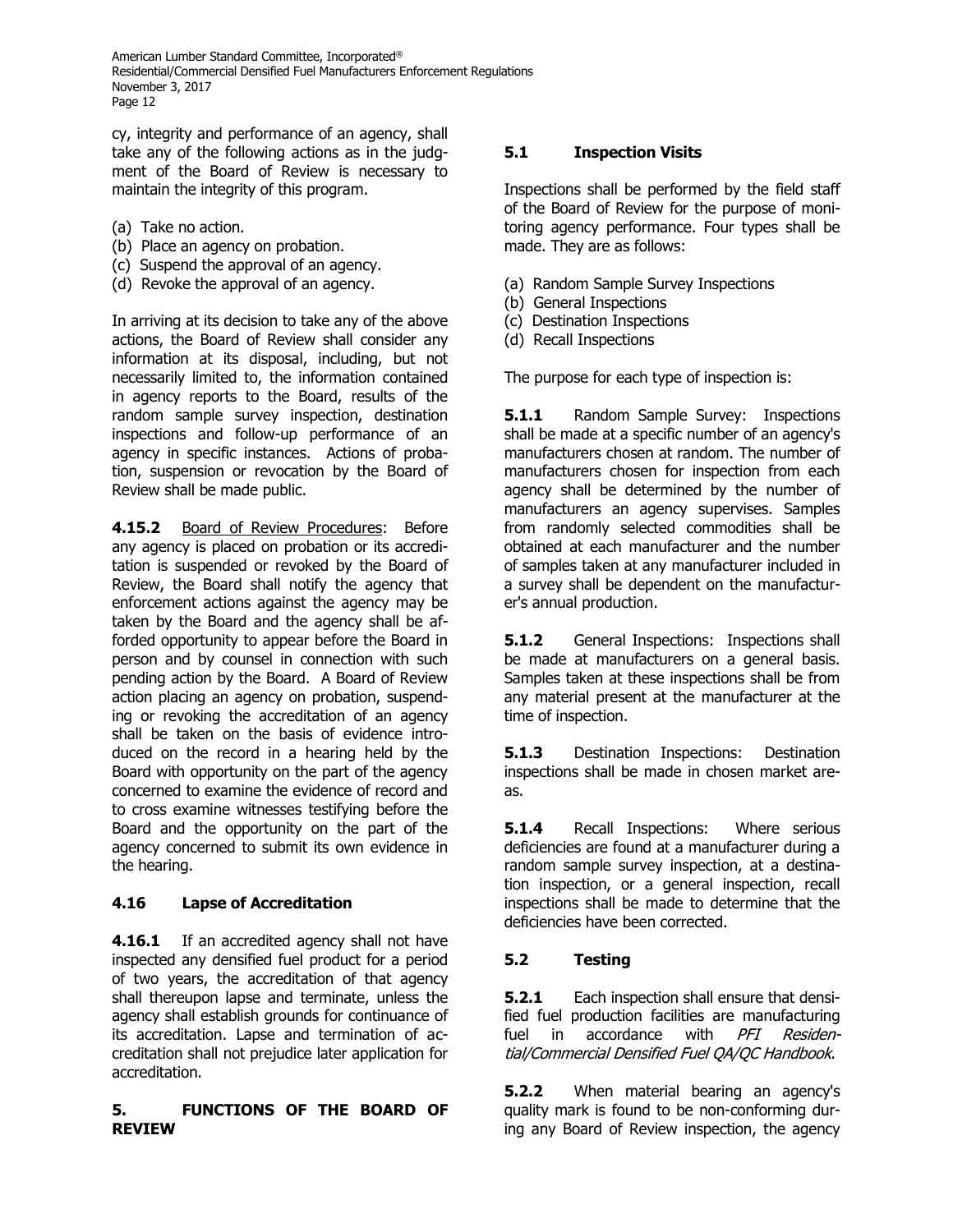cy, integrity and performance of an agency, shall take any of the following actions as in the judgment of the Board of Review is necessary to maintain the integrity of this program.

(a) Take no action.
(b) Place an agency on probation.
(c) Suspend the approval of an agency.
(d) Revoke the approval of an agency.

In arriving at its decision to take any of the above actions, the Board of Review shall consider any information at its disposal, including, but not necessarily limited to, the information contained in agency reports to the Board, results of the random sample survey inspection, destination inspections and follow-up performance of an agency in specific instances. Actions of probation, suspension or revocation by the Board of Review shall be made public.

**4.15.2** Board of Review Procedures: Before any agency is placed on probation or its accreditation is suspended or revoked by the Board of Review, the Board shall notify the agency that enforcement actions against the agency may be taken by the Board and the agency shall be afforded opportunity to appear before the Board in person and by counsel in connection with such pending action by the Board. A Board of Review action placing an agency on probation, suspending or revoking the accreditation of an agency shall be taken on the basis of evidence introduced on the record in a hearing held by the Board with opportunity on the part of the agency concerned to examine the evidence of record and to cross examine witnesses testifying before the Board and the opportunity on the part of the agency concerned to submit its own evidence in the hearing.

### 4.16 Lapse of Accreditation

**4.16.1** If an accredited agency shall not have inspected any densified fuel product for a period of two years, the accreditation of that agency shall thereupon lapse and terminate, unless the agency shall establish grounds for continuance of its accreditation. Lapse and termination of accreditation shall not prejudice later application for accreditation.

## 5. FUNCTIONS OF THE BOARD OF REVIEW

### 5.1 Inspection Visits

Inspections shall be performed by the field staff of the Board of Review for the purpose of monitoring agency performance. Four types shall be made. They are as follows:

(a) Random Sample Survey Inspections
(b) General Inspections
(c) Destination Inspections
(d) Recall Inspections

The purpose for each type of inspection is:

**5.1.1** Random Sample Survey: Inspections shall be made at a specific number of an agency's manufacturers chosen at random. The number of manufacturers chosen for inspection from each agency shall be determined by the number of manufacturers an agency supervises. Samples from randomly selected commodities shall be obtained at each manufacturer and the number of samples taken at any manufacturer included in a survey shall be dependent on the manufacturer's annual production.

**5.1.2** General Inspections: Inspections shall be made at manufacturers on a general basis. Samples taken at these inspections shall be from any material present at the manufacturer at the time of inspection.

**5.1.3** Destination Inspections: Destination inspections shall be made in chosen market areas.

**5.1.4** Recall Inspections: Where serious deficiencies are found at a manufacturer during a random sample survey inspection, at a destination inspection, or a general inspection, recall inspections shall be made to determine that the deficiencies have been corrected.

### 5.2 Testing

**5.2.1** Each inspection shall ensure that densified fuel production facilities are manufacturing fuel in accordance with *PFI Residential/Commercial Densified Fuel QA/QC Handbook*.

**5.2.2** When material bearing an agency's quality mark is found to be non-conforming during any Board of Review inspection, the agency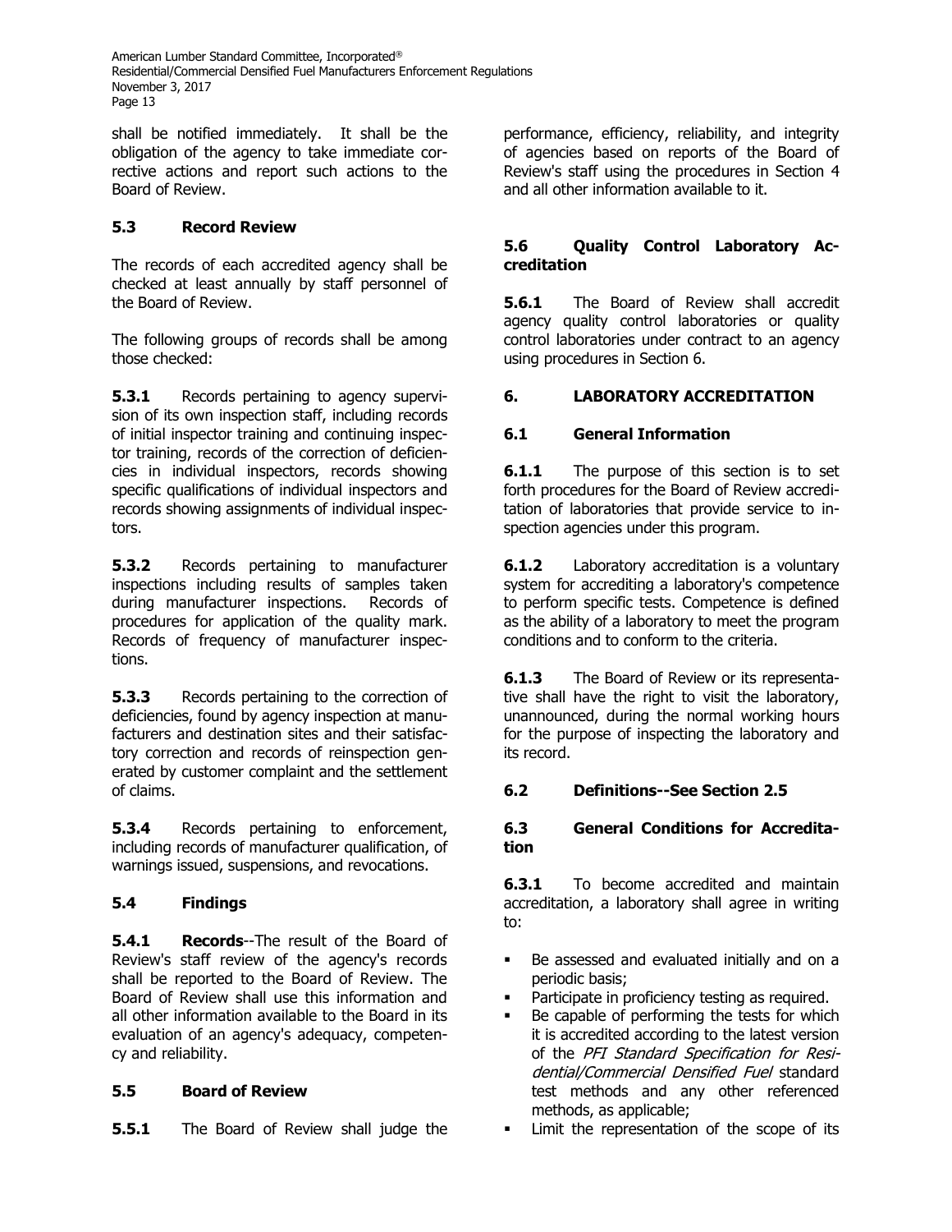shall be notified immediately. It shall be the obligation of the agency to take immediate corrective actions and report such actions to the Board of Review.

### 5.3 Record Review

The records of each accredited agency shall be checked at least annually by staff personnel of the Board of Review.

The following groups of records shall be among those checked:

**5.3.1** Records pertaining to agency supervision of its own inspection staff, including records of initial inspector training and continuing inspector training, records of the correction of deficiencies in individual inspectors, records showing specific qualifications of individual inspectors and records showing assignments of individual inspectors.

**5.3.2** Records pertaining to manufacturer inspections including results of samples taken during manufacturer inspections. Records of procedures for application of the quality mark. Records of frequency of manufacturer inspections.

**5.3.3** Records pertaining to the correction of deficiencies, found by agency inspection at manufacturers and destination sites and their satisfactory correction and records of reinspection generated by customer complaint and the settlement of claims.

**5.3.4** Records pertaining to enforcement, including records of manufacturer qualification, of warnings issued, suspensions, and revocations.

### 5.4 Findings

**5.4.1 Records**--The result of the Board of Review's staff review of the agency's records shall be reported to the Board of Review. The Board of Review shall use this information and all other information available to the Board in its evaluation of an agency's adequacy, competency and reliability.

### 5.5 Board of Review

**5.5.1** The Board of Review shall judge the performance, efficiency, reliability, and integrity of agencies based on reports of the Board of Review's staff using the procedures in Section 4 and all other information available to it.

### 5.6 Quality Control Laboratory Accreditation

**5.6.1** The Board of Review shall accredit agency quality control laboratories or quality control laboratories under contract to an agency using procedures in Section 6.

## 6. LABORATORY ACCREDITATION

### 6.1 General Information

**6.1.1** The purpose of this section is to set forth procedures for the Board of Review accreditation of laboratories that provide service to inspection agencies under this program.

**6.1.2** Laboratory accreditation is a voluntary system for accrediting a laboratory's competence to perform specific tests. Competence is defined as the ability of a laboratory to meet the program conditions and to conform to the criteria.

**6.1.3** The Board of Review or its representative shall have the right to visit the laboratory, unannounced, during the normal working hours for the purpose of inspecting the laboratory and its record.

### 6.2 Definitions--See Section 2.5

### 6.3 General Conditions for Accreditation

**6.3.1** To become accredited and maintain accreditation, a laboratory shall agree in writing to:

- Be assessed and evaluated initially and on a periodic basis;
- Participate in proficiency testing as required.
- Be capable of performing the tests for which it is accredited according to the latest version of the *PFI Standard Specification for Residential/Commercial Densified Fuel* standard test methods and any other referenced methods, as applicable;
- Limit the representation of the scope of its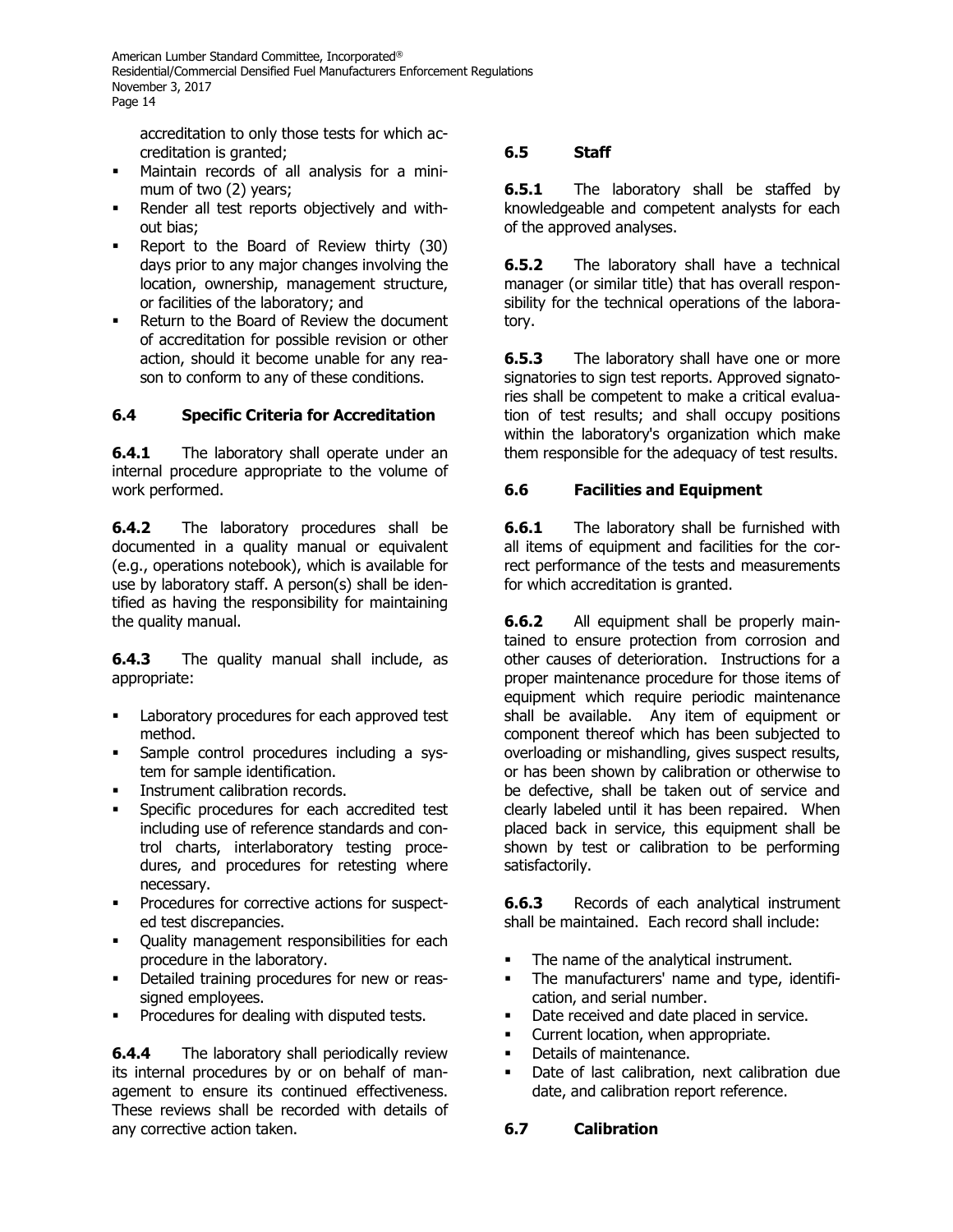accreditation to only those tests for which accreditation is granted;

- Maintain records of all analysis for a minimum of two (2) years;
- Render all test reports objectively and without bias;
- Report to the Board of Review thirty (30) days prior to any major changes involving the location, ownership, management structure, or facilities of the laboratory; and
- Return to the Board of Review the document of accreditation for possible revision or other action, should it become unable for any reason to conform to any of these conditions.

### 6.4 Specific Criteria for Accreditation

**6.4.1** The laboratory shall operate under an internal procedure appropriate to the volume of work performed.

**6.4.2** The laboratory procedures shall be documented in a quality manual or equivalent (e.g., operations notebook), which is available for use by laboratory staff. A person(s) shall be identified as having the responsibility for maintaining the quality manual.

**6.4.3** The quality manual shall include, as appropriate:

- Laboratory procedures for each approved test method.
- Sample control procedures including a system for sample identification.
- Instrument calibration records.
- Specific procedures for each accredited test including use of reference standards and control charts, interlaboratory testing procedures, and procedures for retesting where necessary.
- Procedures for corrective actions for suspected test discrepancies.
- Quality management responsibilities for each procedure in the laboratory.
- Detailed training procedures for new or reassigned employees.
- Procedures for dealing with disputed tests.

**6.4.4** The laboratory shall periodically review its internal procedures by or on behalf of management to ensure its continued effectiveness. These reviews shall be recorded with details of any corrective action taken.

### 6.5 Staff

**6.5.1** The laboratory shall be staffed by knowledgeable and competent analysts for each of the approved analyses.

**6.5.2** The laboratory shall have a technical manager (or similar title) that has overall responsibility for the technical operations of the laboratory.

**6.5.3** The laboratory shall have one or more signatories to sign test reports. Approved signatories shall be competent to make a critical evaluation of test results; and shall occupy positions within the laboratory's organization which make them responsible for the adequacy of test results.

### 6.6 Facilities and Equipment

**6.6.1** The laboratory shall be furnished with all items of equipment and facilities for the correct performance of the tests and measurements for which accreditation is granted.

**6.6.2** All equipment shall be properly maintained to ensure protection from corrosion and other causes of deterioration. Instructions for a proper maintenance procedure for those items of equipment which require periodic maintenance shall be available. Any item of equipment or component thereof which has been subjected to overloading or mishandling, gives suspect results, or has been shown by calibration or otherwise to be defective, shall be taken out of service and clearly labeled until it has been repaired. When placed back in service, this equipment shall be shown by test or calibration to be performing satisfactorily.

**6.6.3** Records of each analytical instrument shall be maintained. Each record shall include:

- The name of the analytical instrument.
- The manufacturers' name and type, identification, and serial number.
- Date received and date placed in service.
- Current location, when appropriate.
- Details of maintenance.
- Date of last calibration, next calibration due date, and calibration report reference.

### 6.7 Calibration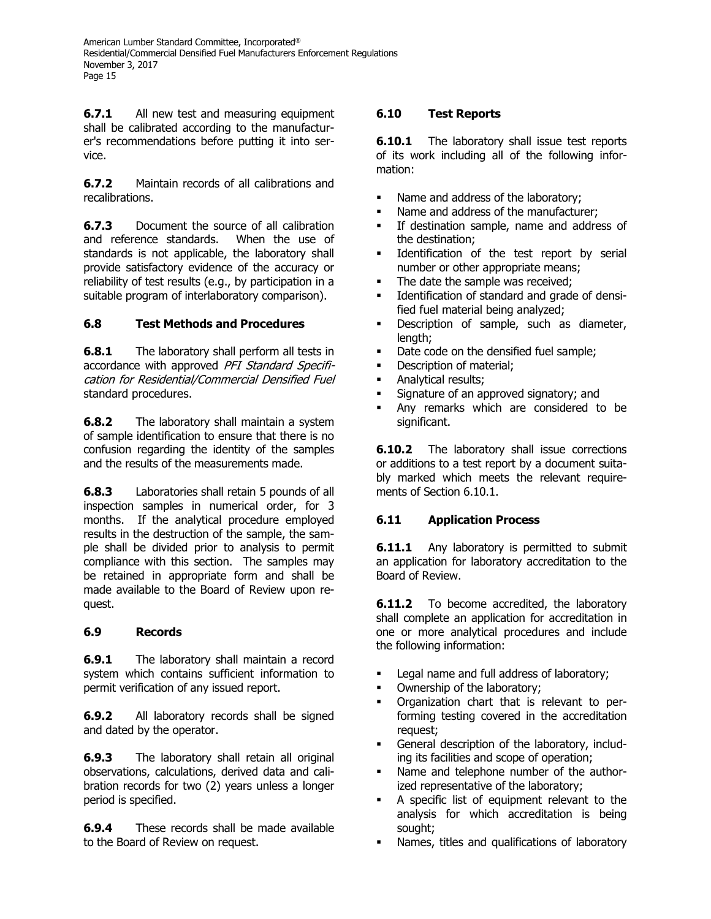**6.7.1** All new test and measuring equipment shall be calibrated according to the manufacturer's recommendations before putting it into service.

**6.7.2** Maintain records of all calibrations and recalibrations.

**6.7.3** Document the source of all calibration and reference standards. When the use of standards is not applicable, the laboratory shall provide satisfactory evidence of the accuracy or reliability of test results (e.g., by participation in a suitable program of interlaboratory comparison).

### 6.8 Test Methods and Procedures

**6.8.1** The laboratory shall perform all tests in accordance with approved *PFI Standard Specification for Residential/Commercial Densified Fuel* standard procedures.

**6.8.2** The laboratory shall maintain a system of sample identification to ensure that there is no confusion regarding the identity of the samples and the results of the measurements made.

**6.8.3** Laboratories shall retain 5 pounds of all inspection samples in numerical order, for 3 months. If the analytical procedure employed results in the destruction of the sample, the sample shall be divided prior to analysis to permit compliance with this section. The samples may be retained in appropriate form and shall be made available to the Board of Review upon request.

### 6.9 Records

**6.9.1** The laboratory shall maintain a record system which contains sufficient information to permit verification of any issued report.

**6.9.2** All laboratory records shall be signed and dated by the operator.

**6.9.3** The laboratory shall retain all original observations, calculations, derived data and calibration records for two (2) years unless a longer period is specified.

**6.9.4** These records shall be made available to the Board of Review on request.

### 6.10 Test Reports

**6.10.1** The laboratory shall issue test reports of its work including all of the following information:

- Name and address of the laboratory;
- Name and address of the manufacturer;
- If destination sample, name and address of the destination;
- Identification of the test report by serial number or other appropriate means;
- The date the sample was received;
- Identification of standard and grade of densified fuel material being analyzed;
- Description of sample, such as diameter, length;
- Date code on the densified fuel sample;
- Description of material;
- Analytical results;
- Signature of an approved signatory; and
- Any remarks which are considered to be significant.

**6.10.2** The laboratory shall issue corrections or additions to a test report by a document suitably marked which meets the relevant requirements of Section 6.10.1.

### 6.11 Application Process

**6.11.1** Any laboratory is permitted to submit an application for laboratory accreditation to the Board of Review.

**6.11.2** To become accredited, the laboratory shall complete an application for accreditation in one or more analytical procedures and include the following information:

- Legal name and full address of laboratory;
- Ownership of the laboratory;
- Organization chart that is relevant to performing testing covered in the accreditation request;
- General description of the laboratory, including its facilities and scope of operation;
- Name and telephone number of the authorized representative of the laboratory;
- A specific list of equipment relevant to the analysis for which accreditation is being sought;
- Names, titles and qualifications of laboratory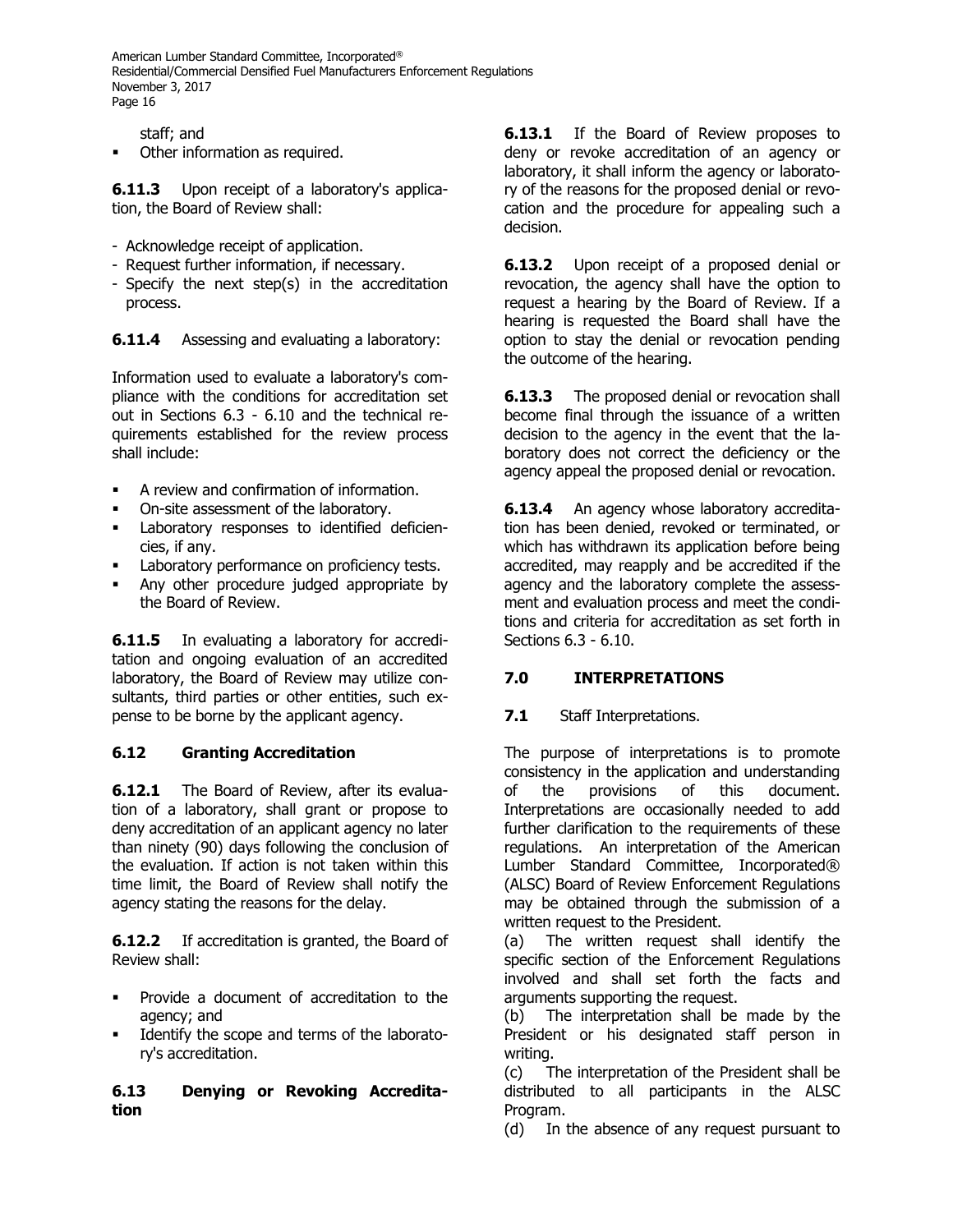staff; and

- Other information as required.

**6.11.3** Upon receipt of a laboratory's application, the Board of Review shall:

- Acknowledge receipt of application.
- Request further information, if necessary.
- Specify the next step(s) in the accreditation process.

**6.11.4** Assessing and evaluating a laboratory:

Information used to evaluate a laboratory's compliance with the conditions for accreditation set out in Sections 6.3 - 6.10 and the technical requirements established for the review process shall include:

- A review and confirmation of information.
- On-site assessment of the laboratory.
- Laboratory responses to identified deficiencies, if any.
- Laboratory performance on proficiency tests.
- Any other procedure judged appropriate by the Board of Review.

**6.11.5** In evaluating a laboratory for accreditation and ongoing evaluation of an accredited laboratory, the Board of Review may utilize consultants, third parties or other entities, such expense to be borne by the applicant agency.

### 6.12 Granting Accreditation

**6.12.1** The Board of Review, after its evaluation of a laboratory, shall grant or propose to deny accreditation of an applicant agency no later than ninety (90) days following the conclusion of the evaluation. If action is not taken within this time limit, the Board of Review shall notify the agency stating the reasons for the delay.

**6.12.2** If accreditation is granted, the Board of Review shall:

- Provide a document of accreditation to the agency; and
- Identify the scope and terms of the laboratory's accreditation.

### 6.13 Denying or Revoking Accreditation

**6.13.1** If the Board of Review proposes to deny or revoke accreditation of an agency or laboratory, it shall inform the agency or laboratory of the reasons for the proposed denial or revocation and the procedure for appealing such a decision.

**6.13.2** Upon receipt of a proposed denial or revocation, the agency shall have the option to request a hearing by the Board of Review. If a hearing is requested the Board shall have the option to stay the denial or revocation pending the outcome of the hearing.

**6.13.3** The proposed denial or revocation shall become final through the issuance of a written decision to the agency in the event that the laboratory does not correct the deficiency or the agency appeal the proposed denial or revocation.

**6.13.4** An agency whose laboratory accreditation has been denied, revoked or terminated, or which has withdrawn its application before being accredited, may reapply and be accredited if the agency and the laboratory complete the assessment and evaluation process and meet the conditions and criteria for accreditation as set forth in Sections 6.3 - 6.10.

## 7.0 INTERPRETATIONS

**7.1** Staff Interpretations.

The purpose of interpretations is to promote consistency in the application and understanding of the provisions of this document. Interpretations are occasionally needed to add further clarification to the requirements of these regulations. An interpretation of the American Lumber Standard Committee, Incorporated® (ALSC) Board of Review Enforcement Regulations may be obtained through the submission of a written request to the President.

(a) The written request shall identify the specific section of the Enforcement Regulations involved and shall set forth the facts and arguments supporting the request.

(b) The interpretation shall be made by the President or his designated staff person in writing.

(c) The interpretation of the President shall be distributed to all participants in the ALSC Program.

(d) In the absence of any request pursuant to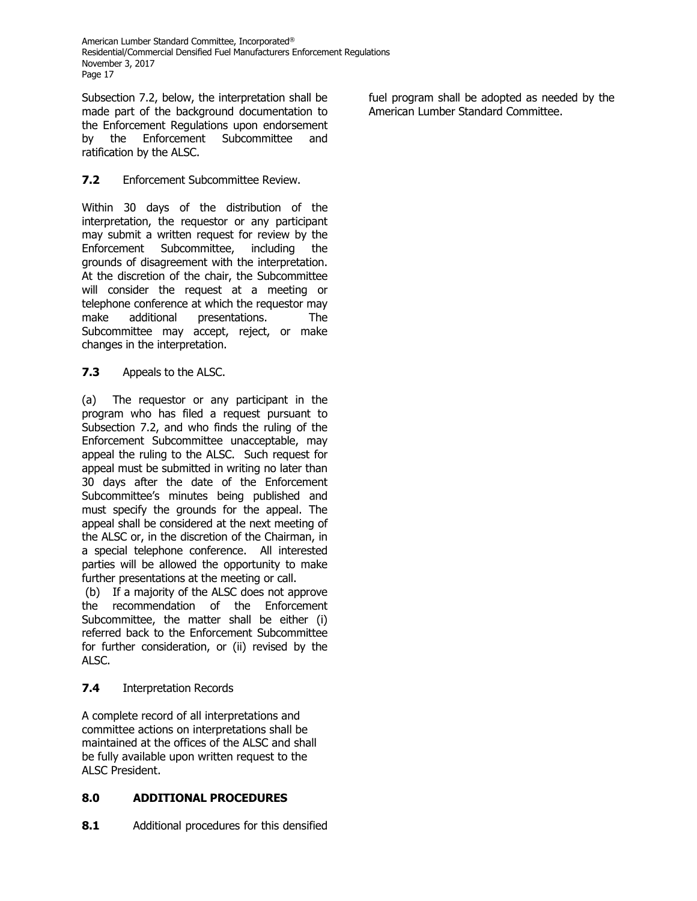Subsection 7.2, below, the interpretation shall be made part of the background documentation to the Enforcement Regulations upon endorsement by the Enforcement Subcommittee and ratification by the ALSC.

**7.2** Enforcement Subcommittee Review.

Within 30 days of the distribution of the interpretation, the requestor or any participant may submit a written request for review by the Enforcement Subcommittee, including the grounds of disagreement with the interpretation. At the discretion of the chair, the Subcommittee will consider the request at a meeting or telephone conference at which the requestor may make additional presentations. The Subcommittee may accept, reject, or make changes in the interpretation.

**7.3** Appeals to the ALSC.

(a) The requestor or any participant in the program who has filed a request pursuant to Subsection 7.2, and who finds the ruling of the Enforcement Subcommittee unacceptable, may appeal the ruling to the ALSC. Such request for appeal must be submitted in writing no later than 30 days after the date of the Enforcement Subcommittee's minutes being published and must specify the grounds for the appeal. The appeal shall be considered at the next meeting of the ALSC or, in the discretion of the Chairman, in a special telephone conference. All interested parties will be allowed the opportunity to make further presentations at the meeting or call.

(b) If a majority of the ALSC does not approve the recommendation of the Enforcement Subcommittee, the matter shall be either (i) referred back to the Enforcement Subcommittee for further consideration, or (ii) revised by the ALSC.

**7.4** Interpretation Records

A complete record of all interpretations and committee actions on interpretations shall be maintained at the offices of the ALSC and shall be fully available upon written request to the ALSC President.

## 8.0 ADDITIONAL PROCEDURES

**8.1** Additional procedures for this densified fuel program shall be adopted as needed by the American Lumber Standard Committee.